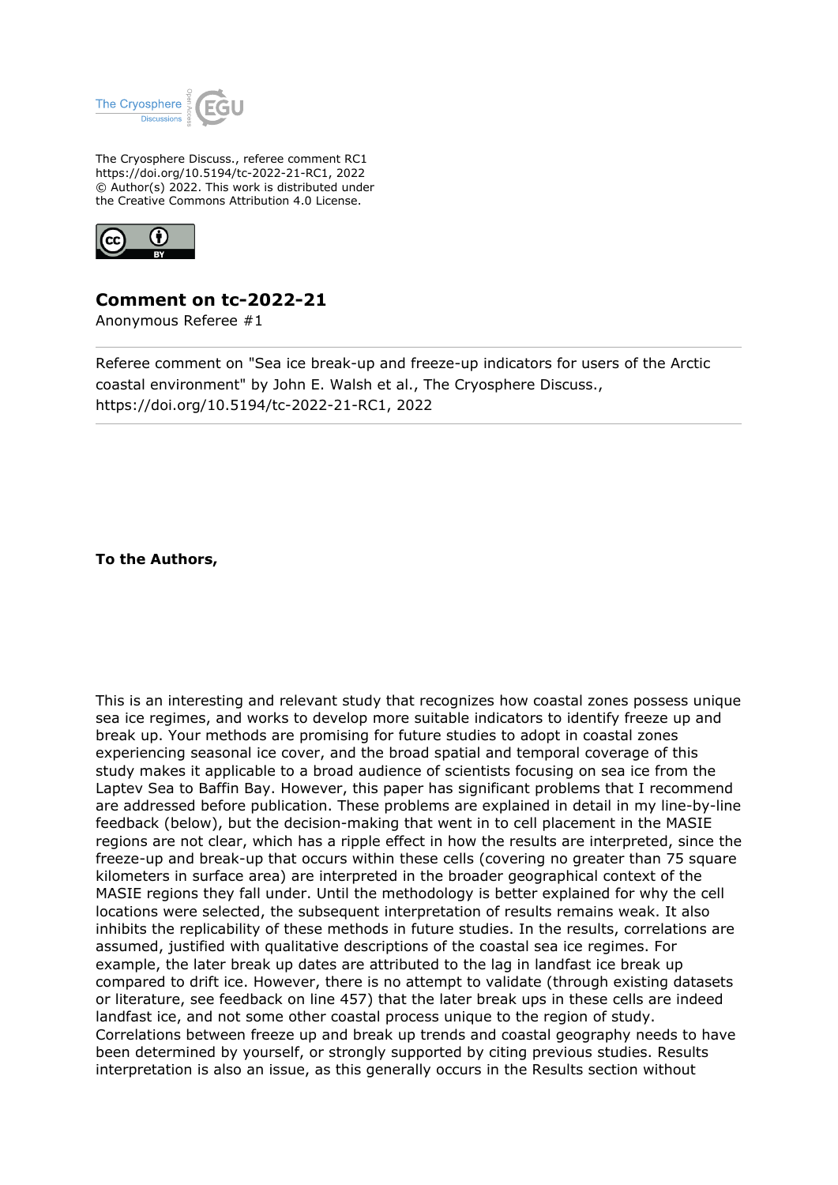The Cryosphere Discuss., referee comment RC1
https://doi.org/10.5194/tc-2022-21-RC1, 2022
© Author(s) 2022. This work is distributed under
the Creative Commons Attribution 4.0 License.

## Comment on tc-2022-21

Anonymous Referee #1

Referee comment on "Sea ice break-up and freeze-up indicators for users of the Arctic coastal environment" by John E. Walsh et al., The Cryosphere Discuss., https://doi.org/10.5194/tc-2022-21-RC1, 2022

**To the Authors,**

This is an interesting and relevant study that recognizes how coastal zones possess unique sea ice regimes, and works to develop more suitable indicators to identify freeze up and break up. Your methods are promising for future studies to adopt in coastal zones experiencing seasonal ice cover, and the broad spatial and temporal coverage of this study makes it applicable to a broad audience of scientists focusing on sea ice from the Laptev Sea to Baffin Bay. However, this paper has significant problems that I recommend are addressed before publication. These problems are explained in detail in my line-by-line feedback (below), but the decision-making that went in to cell placement in the MASIE regions are not clear, which has a ripple effect in how the results are interpreted, since the freeze-up and break-up that occurs within these cells (covering no greater than 75 square kilometers in surface area) are interpreted in the broader geographical context of the MASIE regions they fall under. Until the methodology is better explained for why the cell locations were selected, the subsequent interpretation of results remains weak. It also inhibits the replicability of these methods in future studies. In the results, correlations are assumed, justified with qualitative descriptions of the coastal sea ice regimes. For example, the later break up dates are attributed to the lag in landfast ice break up compared to drift ice. However, there is no attempt to validate (through existing datasets or literature, see feedback on line 457) that the later break ups in these cells are indeed landfast ice, and not some other coastal process unique to the region of study. Correlations between freeze up and break up trends and coastal geography needs to have been determined by yourself, or strongly supported by citing previous studies. Results interpretation is also an issue, as this generally occurs in the Results section without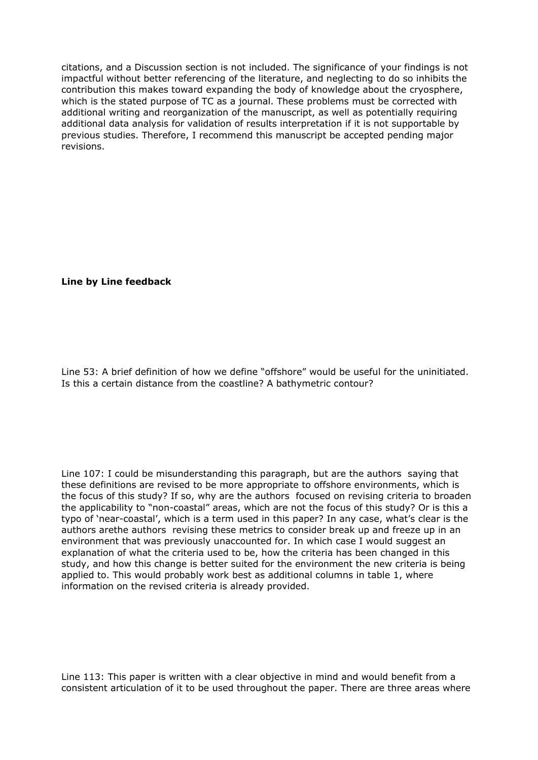citations, and a Discussion section is not included. The significance of your findings is not impactful without better referencing of the literature, and neglecting to do so inhibits the contribution this makes toward expanding the body of knowledge about the cryosphere, which is the stated purpose of TC as a journal. These problems must be corrected with additional writing and reorganization of the manuscript, as well as potentially requiring additional data analysis for validation of results interpretation if it is not supportable by previous studies. Therefore, I recommend this manuscript be accepted pending major revisions.

**Line by Line feedback**

Line 53: A brief definition of how we define "offshore" would be useful for the uninitiated. Is this a certain distance from the coastline? A bathymetric contour?

Line 107: I could be misunderstanding this paragraph, but are the authors saying that these definitions are revised to be more appropriate to offshore environments, which is the focus of this study? If so, why are the authors focused on revising criteria to broaden the applicability to "non-coastal" areas, which are not the focus of this study? Or is this a typo of 'near-coastal', which is a term used in this paper? In any case, what's clear is the authors arethe authors revising these metrics to consider break up and freeze up in an environment that was previously unaccounted for. In which case I would suggest an explanation of what the criteria used to be, how the criteria has been changed in this study, and how this change is better suited for the environment the new criteria is being applied to. This would probably work best as additional columns in table 1, where information on the revised criteria is already provided.

Line 113: This paper is written with a clear objective in mind and would benefit from a consistent articulation of it to be used throughout the paper. There are three areas where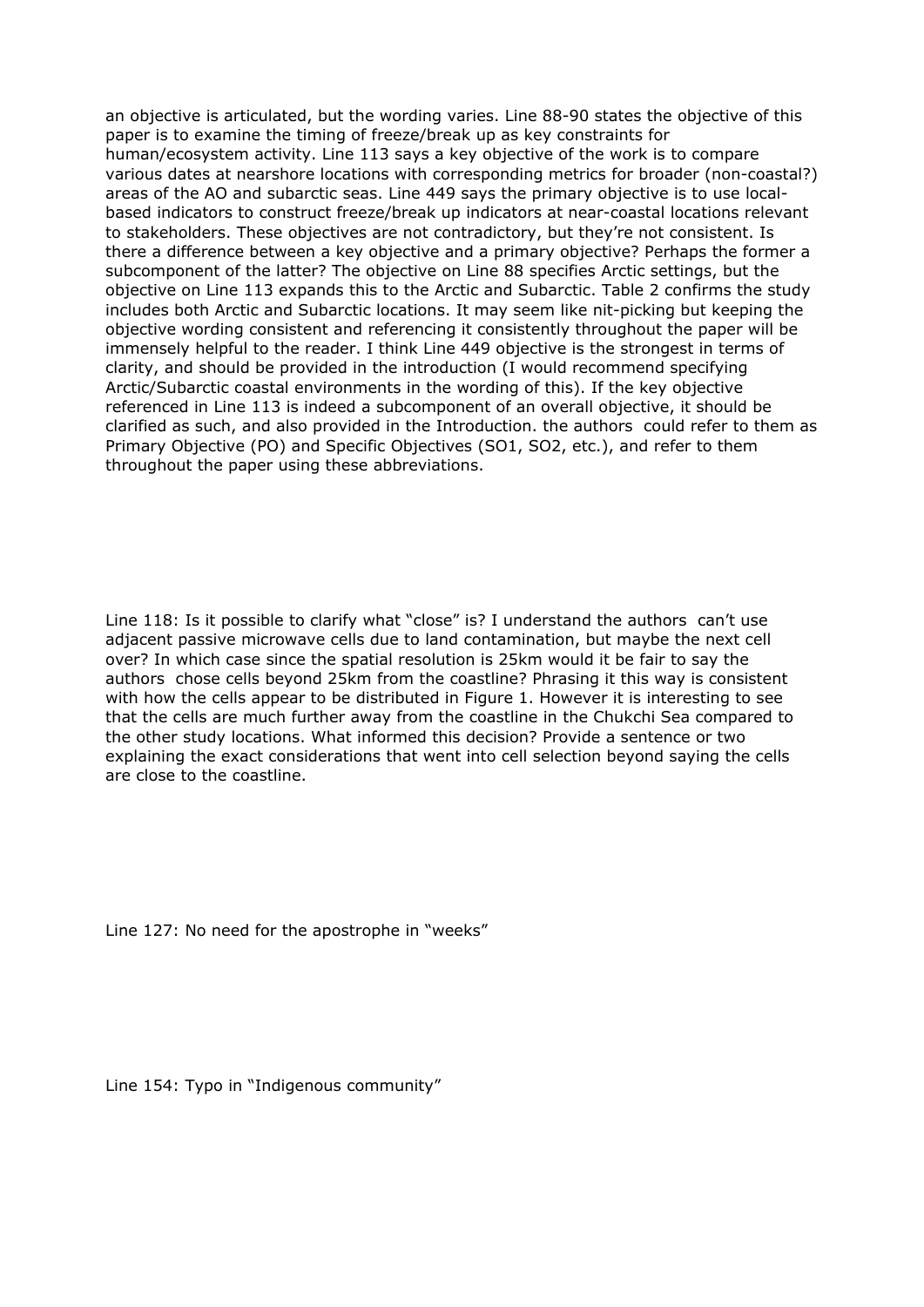an objective is articulated, but the wording varies. Line 88-90 states the objective of this paper is to examine the timing of freeze/break up as key constraints for human/ecosystem activity. Line 113 says a key objective of the work is to compare various dates at nearshore locations with corresponding metrics for broader (non-coastal?) areas of the AO and subarctic seas. Line 449 says the primary objective is to use local-based indicators to construct freeze/break up indicators at near-coastal locations relevant to stakeholders. These objectives are not contradictory, but they're not consistent. Is there a difference between a key objective and a primary objective? Perhaps the former a subcomponent of the latter? The objective on Line 88 specifies Arctic settings, but the objective on Line 113 expands this to the Arctic and Subarctic. Table 2 confirms the study includes both Arctic and Subarctic locations. It may seem like nit-picking but keeping the objective wording consistent and referencing it consistently throughout the paper will be immensely helpful to the reader. I think Line 449 objective is the strongest in terms of clarity, and should be provided in the introduction (I would recommend specifying Arctic/Subarctic coastal environments in the wording of this). If the key objective referenced in Line 113 is indeed a subcomponent of an overall objective, it should be clarified as such, and also provided in the Introduction. the authors could refer to them as Primary Objective (PO) and Specific Objectives (SO1, SO2, etc.), and refer to them throughout the paper using these abbreviations.

Line 118: Is it possible to clarify what "close" is? I understand the authors can't use adjacent passive microwave cells due to land contamination, but maybe the next cell over? In which case since the spatial resolution is 25km would it be fair to say the authors chose cells beyond 25km from the coastline? Phrasing it this way is consistent with how the cells appear to be distributed in Figure 1. However it is interesting to see that the cells are much further away from the coastline in the Chukchi Sea compared to the other study locations. What informed this decision? Provide a sentence or two explaining the exact considerations that went into cell selection beyond saying the cells are close to the coastline.

Line 127: No need for the apostrophe in "weeks"

Line 154: Typo in "Indigenous community"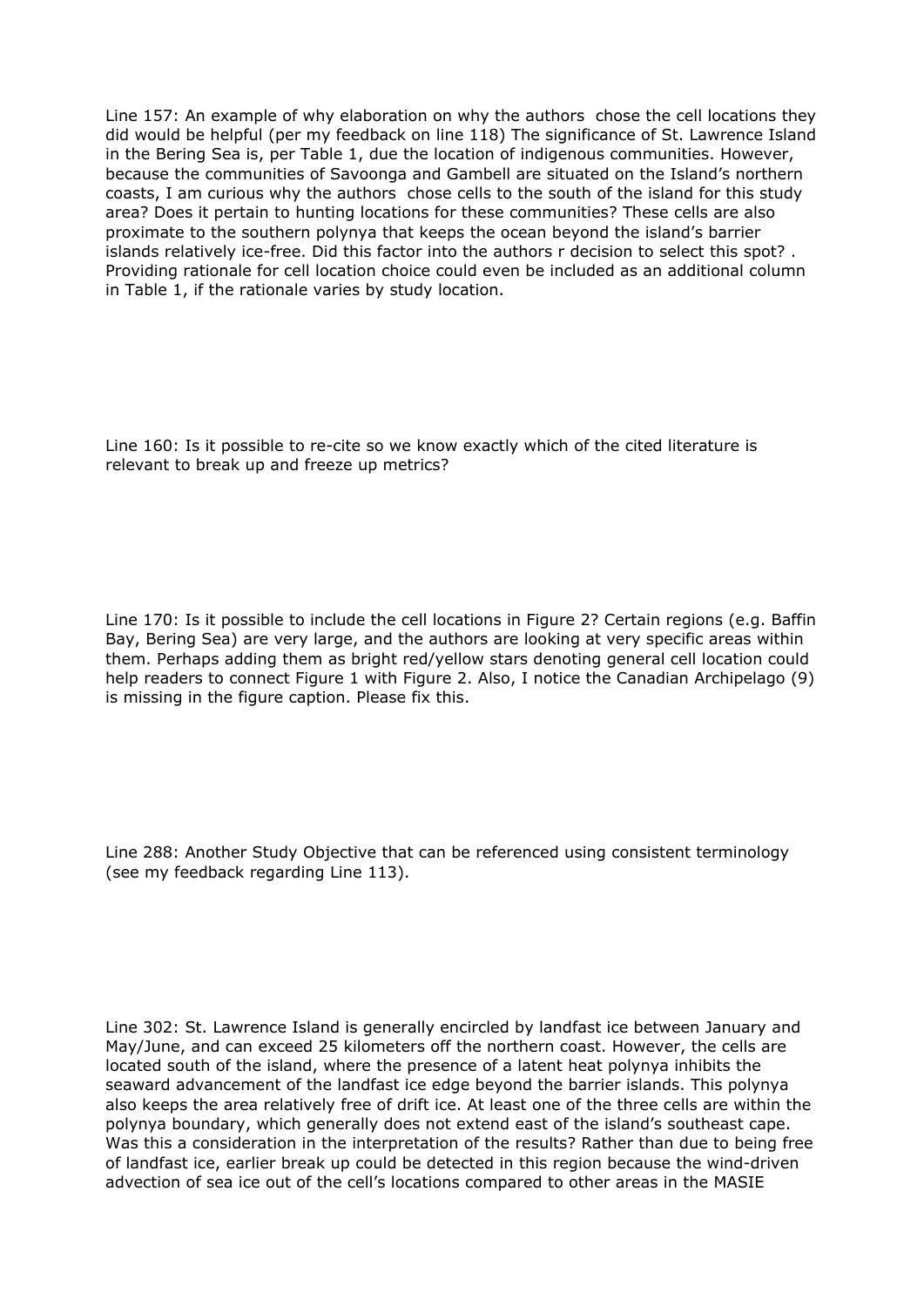Line 157: An example of why elaboration on why the authors chose the cell locations they did would be helpful (per my feedback on line 118) The significance of St. Lawrence Island in the Bering Sea is, per Table 1, due the location of indigenous communities. However, because the communities of Savoonga and Gambell are situated on the Island's northern coasts, I am curious why the authors chose cells to the south of the island for this study area? Does it pertain to hunting locations for these communities? These cells are also proximate to the southern polynya that keeps the ocean beyond the island's barrier islands relatively ice-free. Did this factor into the authors r decision to select this spot? . Providing rationale for cell location choice could even be included as an additional column in Table 1, if the rationale varies by study location.

Line 160: Is it possible to re-cite so we know exactly which of the cited literature is relevant to break up and freeze up metrics?

Line 170: Is it possible to include the cell locations in Figure 2? Certain regions (e.g. Baffin Bay, Bering Sea) are very large, and the authors are looking at very specific areas within them. Perhaps adding them as bright red/yellow stars denoting general cell location could help readers to connect Figure 1 with Figure 2. Also, I notice the Canadian Archipelago (9) is missing in the figure caption. Please fix this.

Line 288: Another Study Objective that can be referenced using consistent terminology (see my feedback regarding Line 113).

Line 302: St. Lawrence Island is generally encircled by landfast ice between January and May/June, and can exceed 25 kilometers off the northern coast. However, the cells are located south of the island, where the presence of a latent heat polynya inhibits the seaward advancement of the landfast ice edge beyond the barrier islands. This polynya also keeps the area relatively free of drift ice. At least one of the three cells are within the polynya boundary, which generally does not extend east of the island's southeast cape. Was this a consideration in the interpretation of the results? Rather than due to being free of landfast ice, earlier break up could be detected in this region because the wind-driven advection of sea ice out of the cell's locations compared to other areas in the MASIE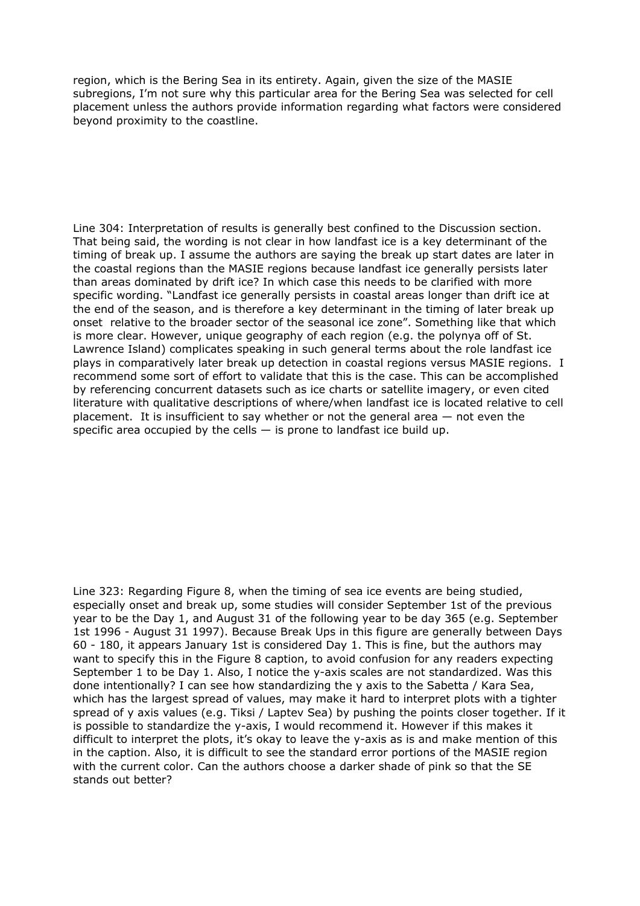region, which is the Bering Sea in its entirety. Again, given the size of the MASIE subregions, I'm not sure why this particular area for the Bering Sea was selected for cell placement unless the authors provide information regarding what factors were considered beyond proximity to the coastline.

Line 304: Interpretation of results is generally best confined to the Discussion section. That being said, the wording is not clear in how landfast ice is a key determinant of the timing of break up. I assume the authors are saying the break up start dates are later in the coastal regions than the MASIE regions because landfast ice generally persists later than areas dominated by drift ice? In which case this needs to be clarified with more specific wording. "Landfast ice generally persists in coastal areas longer than drift ice at the end of the season, and is therefore a key determinant in the timing of later break up onset relative to the broader sector of the seasonal ice zone". Something like that which is more clear. However, unique geography of each region (e.g. the polynya off of St. Lawrence Island) complicates speaking in such general terms about the role landfast ice plays in comparatively later break up detection in coastal regions versus MASIE regions. I recommend some sort of effort to validate that this is the case. This can be accomplished by referencing concurrent datasets such as ice charts or satellite imagery, or even cited literature with qualitative descriptions of where/when landfast ice is located relative to cell placement. It is insufficient to say whether or not the general area — not even the specific area occupied by the cells — is prone to landfast ice build up.

Line 323: Regarding Figure 8, when the timing of sea ice events are being studied, especially onset and break up, some studies will consider September 1st of the previous year to be the Day 1, and August 31 of the following year to be day 365 (e.g. September 1st 1996 - August 31 1997). Because Break Ups in this figure are generally between Days 60 - 180, it appears January 1st is considered Day 1. This is fine, but the authors may want to specify this in the Figure 8 caption, to avoid confusion for any readers expecting September 1 to be Day 1. Also, I notice the y-axis scales are not standardized. Was this done intentionally? I can see how standardizing the y axis to the Sabetta / Kara Sea, which has the largest spread of values, may make it hard to interpret plots with a tighter spread of y axis values (e.g. Tiksi / Laptev Sea) by pushing the points closer together. If it is possible to standardize the y-axis, I would recommend it. However if this makes it difficult to interpret the plots, it's okay to leave the y-axis as is and make mention of this in the caption. Also, it is difficult to see the standard error portions of the MASIE region with the current color. Can the authors choose a darker shade of pink so that the SE stands out better?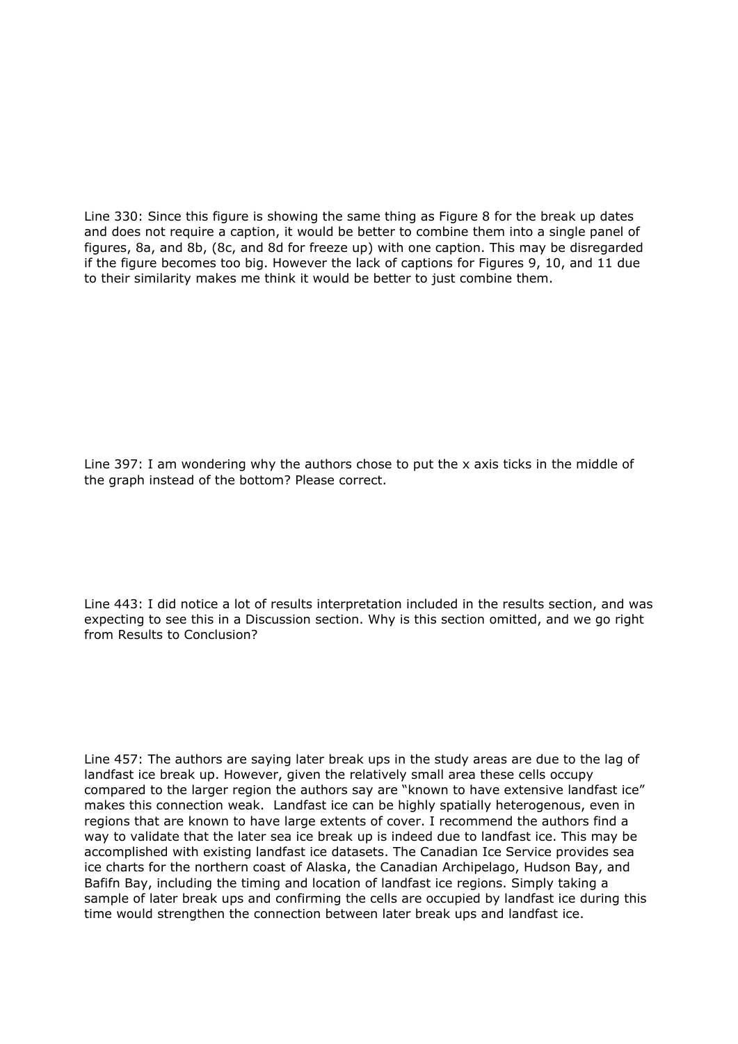Line 330: Since this figure is showing the same thing as Figure 8 for the break up dates and does not require a caption, it would be better to combine them into a single panel of figures, 8a, and 8b, (8c, and 8d for freeze up) with one caption. This may be disregarded if the figure becomes too big. However the lack of captions for Figures 9, 10, and 11 due to their similarity makes me think it would be better to just combine them.

Line 397: I am wondering why the authors chose to put the x axis ticks in the middle of the graph instead of the bottom? Please correct.

Line 443: I did notice a lot of results interpretation included in the results section, and was expecting to see this in a Discussion section. Why is this section omitted, and we go right from Results to Conclusion?

Line 457: The authors are saying later break ups in the study areas are due to the lag of landfast ice break up. However, given the relatively small area these cells occupy compared to the larger region the authors say are "known to have extensive landfast ice" makes this connection weak. Landfast ice can be highly spatially heterogenous, even in regions that are known to have large extents of cover. I recommend the authors find a way to validate that the later sea ice break up is indeed due to landfast ice. This may be accomplished with existing landfast ice datasets. The Canadian Ice Service provides sea ice charts for the northern coast of Alaska, the Canadian Archipelago, Hudson Bay, and Bafifn Bay, including the timing and location of landfast ice regions. Simply taking a sample of later break ups and confirming the cells are occupied by landfast ice during this time would strengthen the connection between later break ups and landfast ice.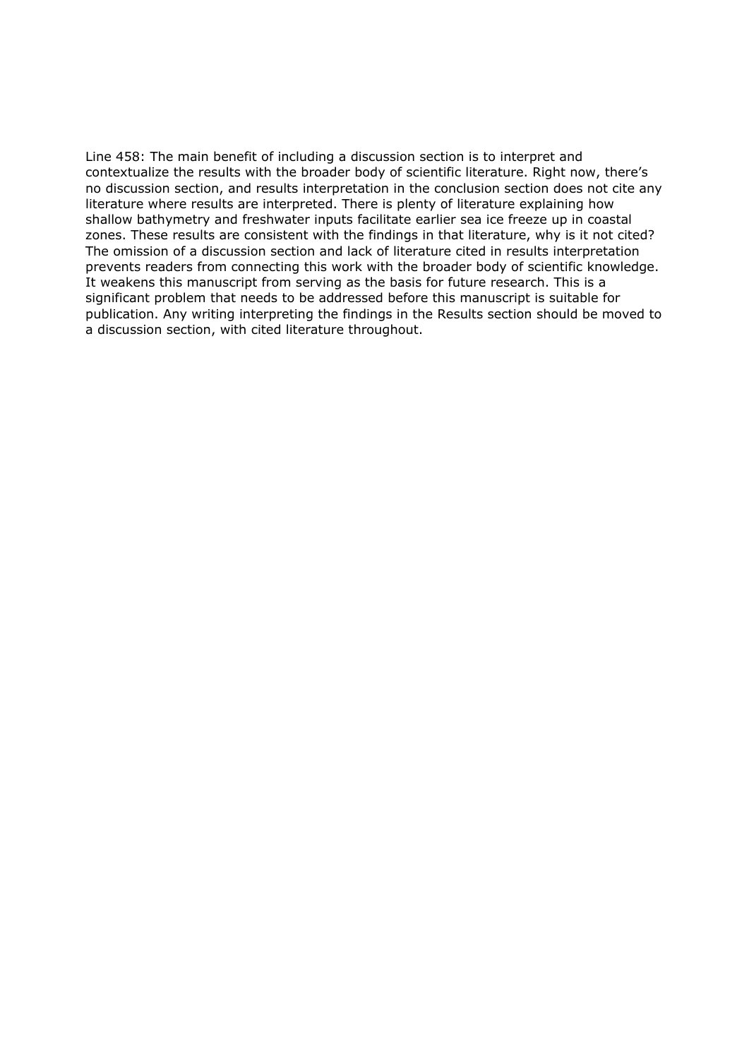Line 458: The main benefit of including a discussion section is to interpret and contextualize the results with the broader body of scientific literature. Right now, there's no discussion section, and results interpretation in the conclusion section does not cite any literature where results are interpreted. There is plenty of literature explaining how shallow bathymetry and freshwater inputs facilitate earlier sea ice freeze up in coastal zones. These results are consistent with the findings in that literature, why is it not cited? The omission of a discussion section and lack of literature cited in results interpretation prevents readers from connecting this work with the broader body of scientific knowledge. It weakens this manuscript from serving as the basis for future research. This is a significant problem that needs to be addressed before this manuscript is suitable for publication. Any writing interpreting the findings in the Results section should be moved to a discussion section, with cited literature throughout.